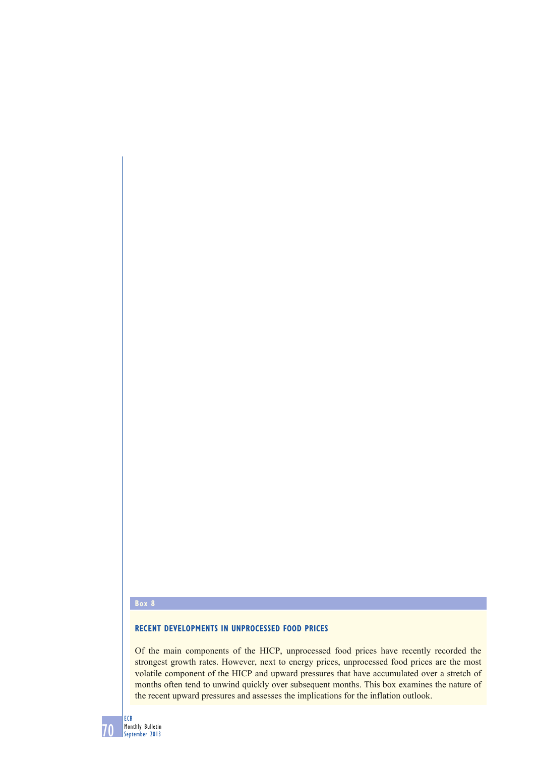**Box 8**

## RECENT DEVELOPMENTS IN UNPROCESSED FOOD PRICES

Of the main components of the HICP, unprocessed food prices have recently recorded the strongest growth rates. However, next to energy prices, unprocessed food prices are the most volatile component of the HICP and upward pressures that have accumulated over a stretch of months often tend to unwind quickly over subsequent months. This box examines the nature of the recent upward pressures and assesses the implications for the inflation outlook.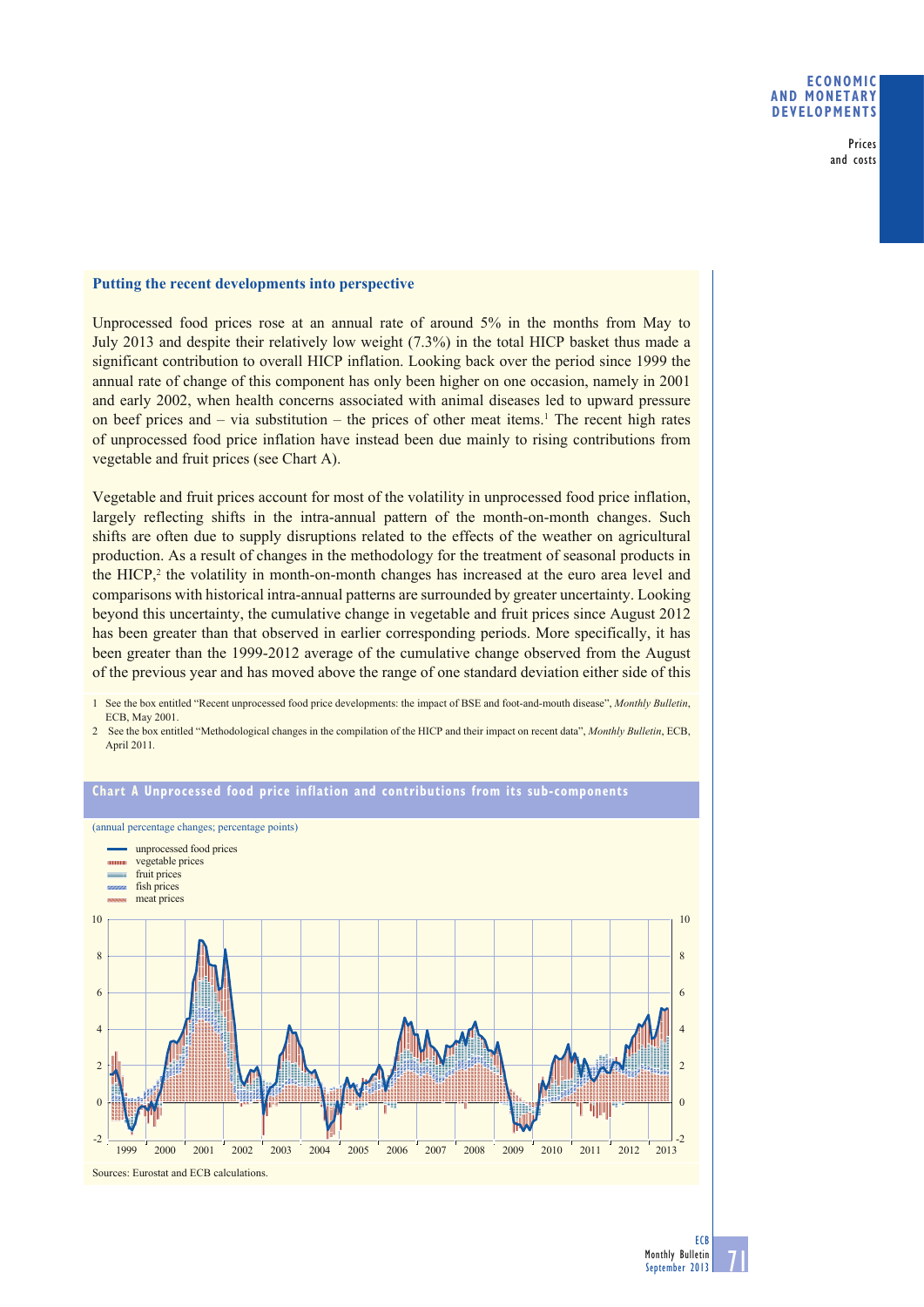### Putting the recent developments into perspective

Unprocessed food prices rose at an annual rate of around 5% in the months from May to July 2013 and despite their relatively low weight (7.3%) in the total HICP basket thus made a significant contribution to overall HICP inflation. Looking back over the period since 1999 the annual rate of change of this component has only been higher on one occasion, namely in 2001 and early 2002, when health concerns associated with animal diseases led to upward pressure on beef prices and – via substitution – the prices of other meat items.[1] The recent high rates of unprocessed food price inflation have instead been due mainly to rising contributions from vegetable and fruit prices (see Chart A).

Vegetable and fruit prices account for most of the volatility in unprocessed food price inflation, largely reflecting shifts in the intra-annual pattern of the month-on-month changes. Such shifts are often due to supply disruptions related to the effects of the weather on agricultural production. As a result of changes in the methodology for the treatment of seasonal products in the HICP,[2] the volatility in month-on-month changes has increased at the euro area level and comparisons with historical intra-annual patterns are surrounded by greater uncertainty. Looking beyond this uncertainty, the cumulative change in vegetable and fruit prices since August 2012 has been greater than that observed in earlier corresponding periods. More specifically, it has been greater than the 1999-2012 average of the cumulative change observed from the August of the previous year and has moved above the range of one standard deviation either side of this

1 See the box entitled "Recent unprocessed food price developments: the impact of BSE and foot-and-mouth disease", *Monthly Bulletin*, ECB, May 2001.

2 See the box entitled "Methodological changes in the compilation of the HICP and their impact on recent data", *Monthly Bulletin*, ECB, April 2011.

**Chart A Unprocessed food price inflation and contributions from its sub-components**

(annual percentage changes; percentage points)

Sources: Eurostat and ECB calculations.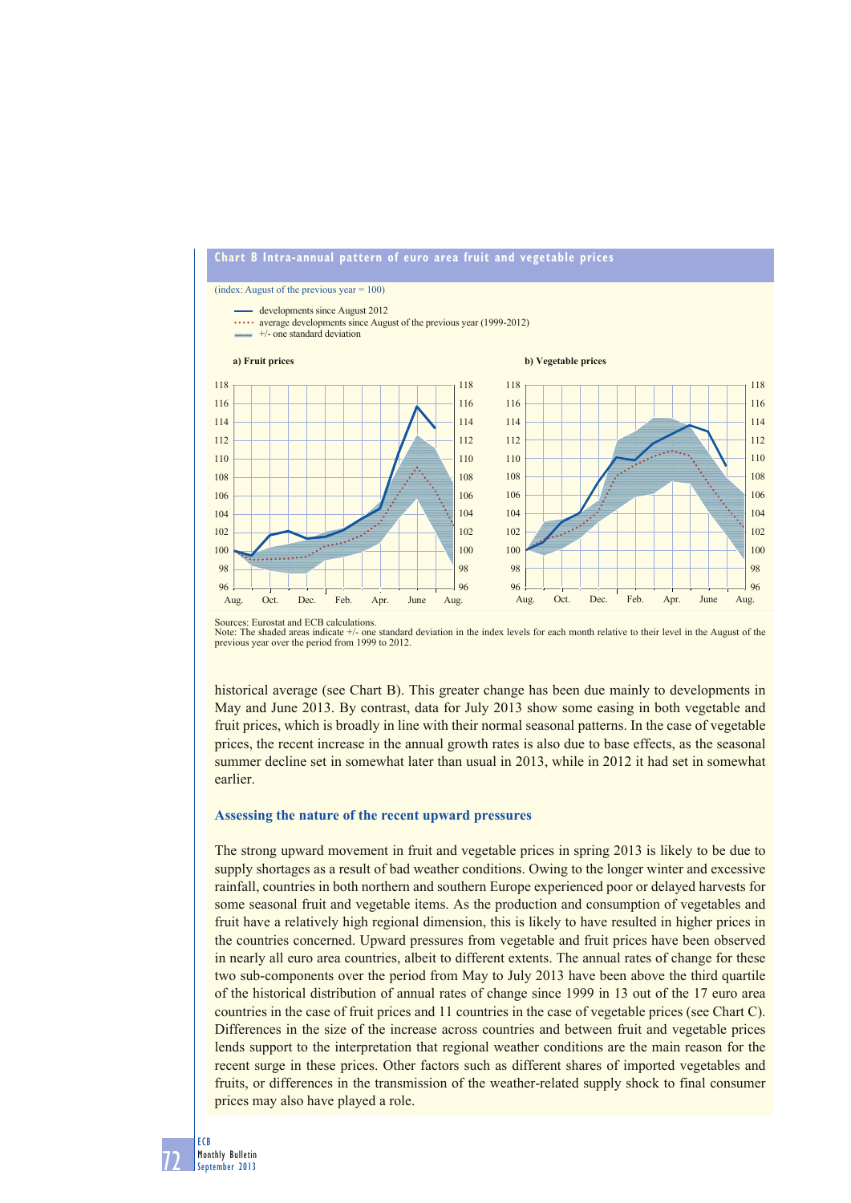**Chart B Intra-annual pattern of euro area fruit and vegetable prices**

(index: August of the previous year = 100)

- developments since August 2012
- average developments since August of the previous year (1999-2012)
- +/- one standard deviation

a) Fruit prices

b) Vegetable prices

Sources: Eurostat and ECB calculations.
Note: The shaded areas indicate +/- one standard deviation in the index levels for each month relative to their level in the August of the previous year over the period from 1999 to 2012.

historical average (see Chart B). This greater change has been due mainly to developments in May and June 2013. By contrast, data for July 2013 show some easing in both vegetable and fruit prices, which is broadly in line with their normal seasonal patterns. In the case of vegetable prices, the recent increase in the annual growth rates is also due to base effects, as the seasonal summer decline set in somewhat later than usual in 2013, while in 2012 it had set in somewhat earlier.

### Assessing the nature of the recent upward pressures

The strong upward movement in fruit and vegetable prices in spring 2013 is likely to be due to supply shortages as a result of bad weather conditions. Owing to the longer winter and excessive rainfall, countries in both northern and southern Europe experienced poor or delayed harvests for some seasonal fruit and vegetable items. As the production and consumption of vegetables and fruit have a relatively high regional dimension, this is likely to have resulted in higher prices in the countries concerned. Upward pressures from vegetable and fruit prices have been observed in nearly all euro area countries, albeit to different extents. The annual rates of change for these two sub-components over the period from May to July 2013 have been above the third quartile of the historical distribution of annual rates of change since 1999 in 13 out of the 17 euro area countries in the case of fruit prices and 11 countries in the case of vegetable prices (see Chart C). Differences in the size of the increase across countries and between fruit and vegetable prices lends support to the interpretation that regional weather conditions are the main reason for the recent surge in these prices. Other factors such as different shares of imported vegetables and fruits, or differences in the transmission of the weather-related supply shock to final consumer prices may also have played a role.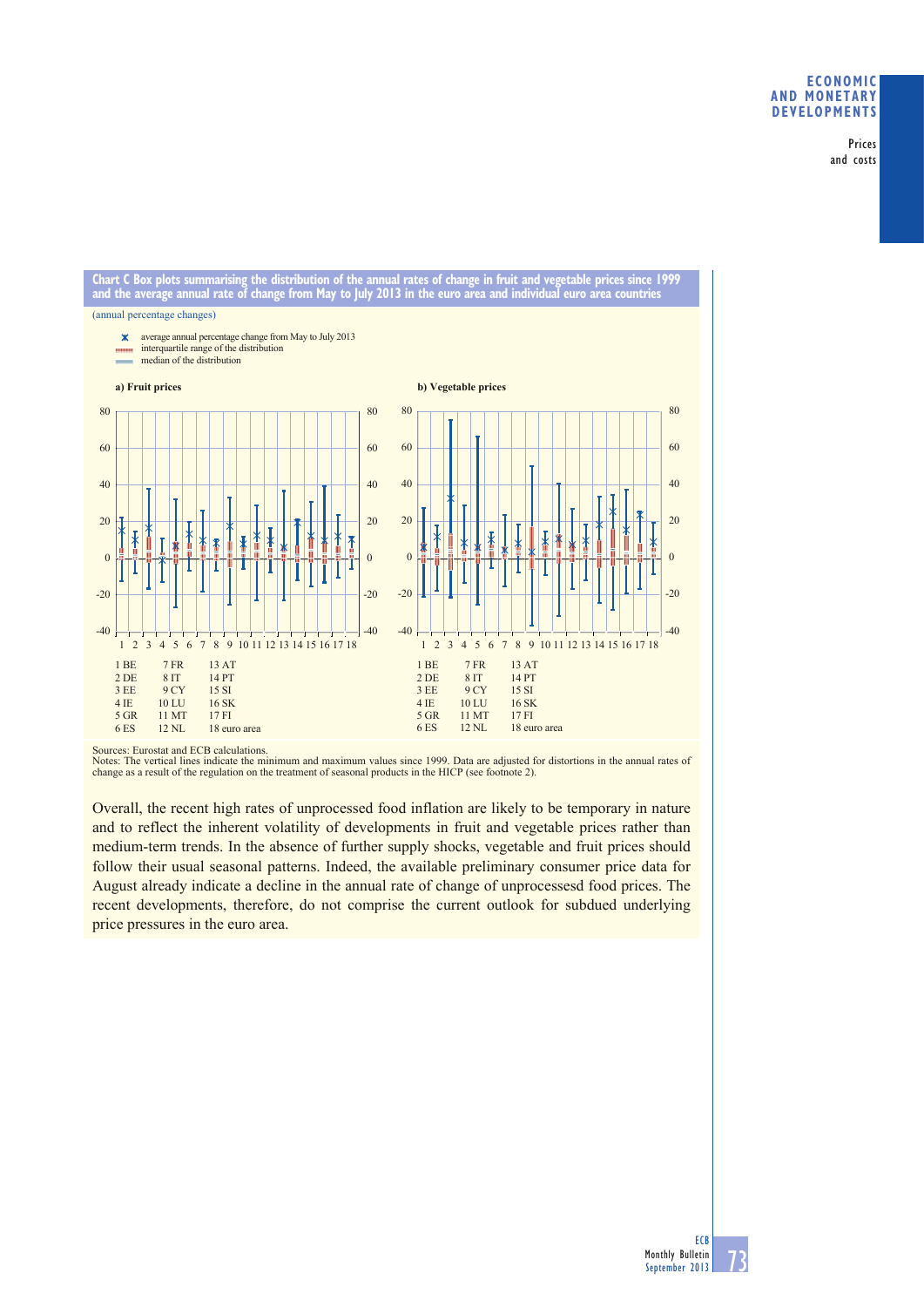**Chart C Box plots summarising the distribution of the annual rates of change in fruit and vegetable prices since 1999 and the average annual rate of change from May to July 2013 in the euro area and individual euro area countries**

(annual percentage changes)

average annual percentage change from May to July 2013
interquartile range of the distribution
median of the distribution

**a) Fruit prices**

80
60
40
20
0
-20
-40

1 2 3 4 5 6 7 8 9 10 11 12 13 14 15 16 17 18

1 BE
2 DE
3 EE
4 IE
5 GR
6 ES
7 FR
8 IT
9 CY
10 LU
11 MT
12 NL
13 AT
14 PT
15 SI
16 SK
17 FI
18 euro area

**b) Vegetable prices**

80
60
40
20
0
-20
-40

1 2 3 4 5 6 7 8 9 10 11 12 13 14 15 16 17 18

1 BE
2 DE
3 EE
4 IE
5 GR
6 ES
7 FR
8 IT
9 CY
10 LU
11 MT
12 NL
13 AT
14 PT
15 SI
16 SK
17 FI
18 euro area

Sources: Eurostat and ECB calculations.
Notes: The vertical lines indicate the minimum and maximum values since 1999. Data are adjusted for distortions in the annual rates of change as a result of the regulation on the treatment of seasonal products in the HICP (see footnote 2).

Overall, the recent high rates of unprocessed food inflation are likely to be temporary in nature and to reflect the inherent volatility of developments in fruit and vegetable prices rather than medium-term trends. In the absence of further supply shocks, vegetable and fruit prices should follow their usual seasonal patterns. Indeed, the available preliminary consumer price data for August already indicate a decline in the annual rate of change of unprocessesd food prices. The recent developments, therefore, do not comprise the current outlook for subdued underlying price pressures in the euro area.